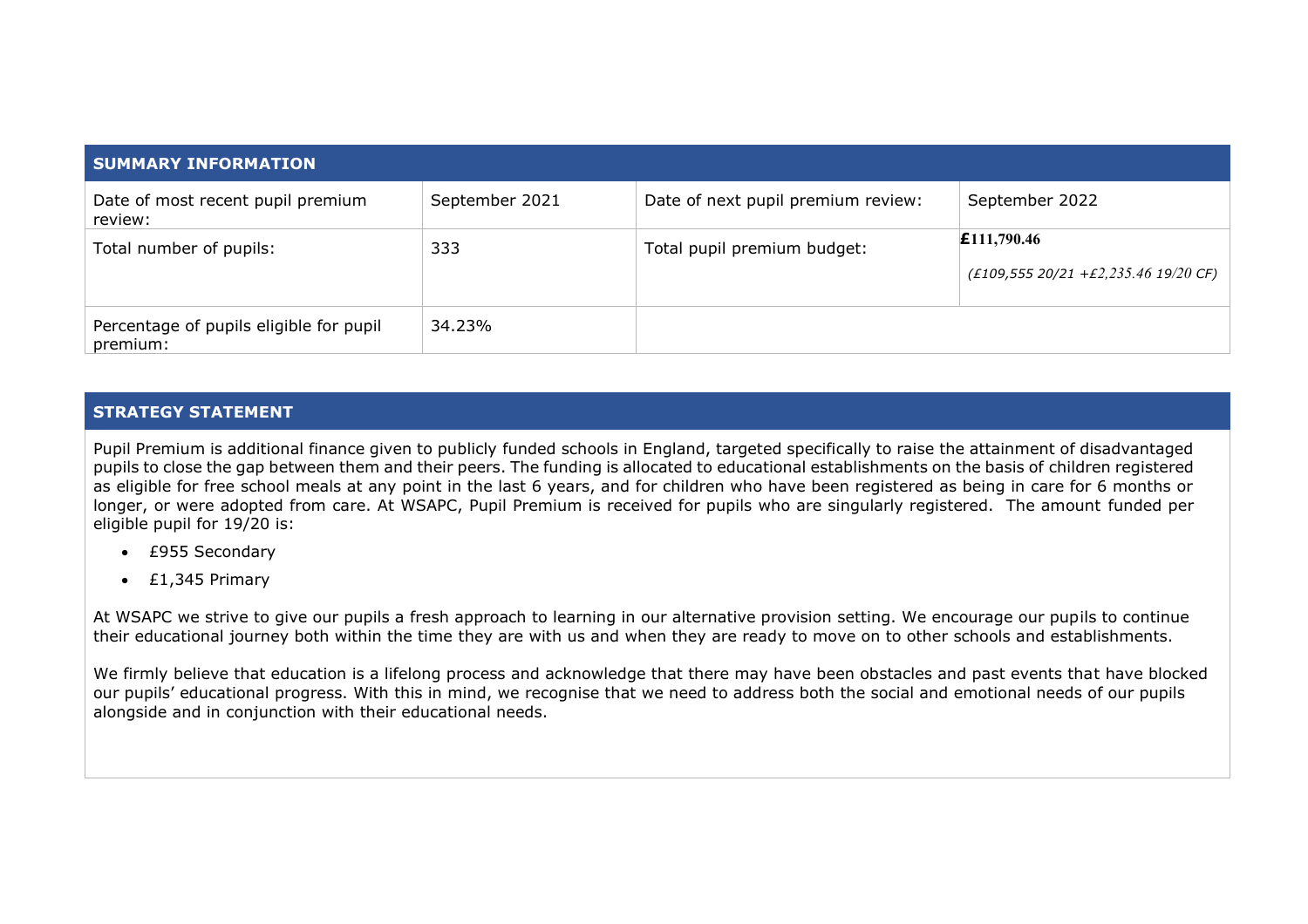## SUMMARY INFORMATION

| | | | |
|---|---|---|---|
| Date of most recent pupil premium review: | September 2021 | Date of next pupil premium review: | September 2022 |
| Total number of pupils: | 333 | Total pupil premium budget: | **£111,790.46** *(£109,555 20/21 +£2,235.46 19/20 CF)* |
| Percentage of pupils eligible for pupil premium: | 34.23% | | |

## STRATEGY STATEMENT

Pupil Premium is additional finance given to publicly funded schools in England, targeted specifically to raise the attainment of disadvantaged pupils to close the gap between them and their peers. The funding is allocated to educational establishments on the basis of children registered as eligible for free school meals at any point in the last 6 years, and for children who have been registered as being in care for 6 months or longer, or were adopted from care. At WSAPC, Pupil Premium is received for pupils who are singularly registered. The amount funded per eligible pupil for 19/20 is:

- £955 Secondary
- £1,345 Primary

At WSAPC we strive to give our pupils a fresh approach to learning in our alternative provision setting. We encourage our pupils to continue their educational journey both within the time they are with us and when they are ready to move on to other schools and establishments.

We firmly believe that education is a lifelong process and acknowledge that there may have been obstacles and past events that have blocked our pupils' educational progress. With this in mind, we recognise that we need to address both the social and emotional needs of our pupils alongside and in conjunction with their educational needs.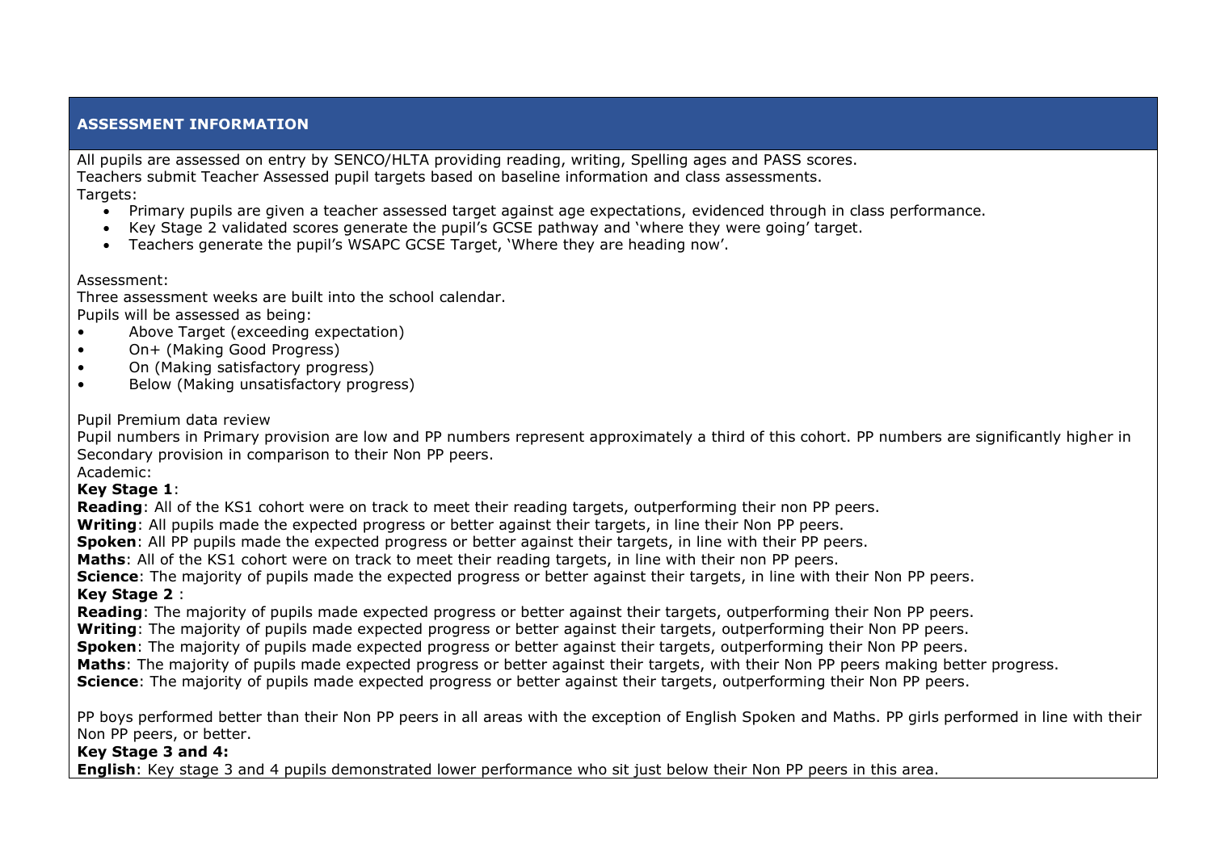## ASSESSMENT INFORMATION

All pupils are assessed on entry by SENCO/HLTA providing reading, writing, Spelling ages and PASS scores.
Teachers submit Teacher Assessed pupil targets based on baseline information and class assessments.
Targets:

- Primary pupils are given a teacher assessed target against age expectations, evidenced through in class performance.
- Key Stage 2 validated scores generate the pupil's GCSE pathway and 'where they were going' target.
- Teachers generate the pupil's WSAPC GCSE Target, 'Where they are heading now'.

Assessment:
Three assessment weeks are built into the school calendar.
Pupils will be assessed as being:

- Above Target (exceeding expectation)
- On+ (Making Good Progress)
- On (Making satisfactory progress)
- Below (Making unsatisfactory progress)

Pupil Premium data review
Pupil numbers in Primary provision are low and PP numbers represent approximately a third of this cohort. PP numbers are significantly higher in Secondary provision in comparison to their Non PP peers.
Academic:

**Key Stage 1**:
**Reading**: All of the KS1 cohort were on track to meet their reading targets, outperforming their non PP peers.
**Writing**: All pupils made the expected progress or better against their targets, in line their Non PP peers.
**Spoken**: All PP pupils made the expected progress or better against their targets, in line with their PP peers.
**Maths**: All of the KS1 cohort were on track to meet their reading targets, in line with their non PP peers.
**Science**: The majority of pupils made the expected progress or better against their targets, in line with their Non PP peers.

**Key Stage 2** :
**Reading**: The majority of pupils made expected progress or better against their targets, outperforming their Non PP peers.
**Writing**: The majority of pupils made expected progress or better against their targets, outperforming their Non PP peers.
**Spoken**: The majority of pupils made expected progress or better against their targets, outperforming their Non PP peers.
**Maths**: The majority of pupils made expected progress or better against their targets, with their Non PP peers making better progress.
**Science**: The majority of pupils made expected progress or better against their targets, outperforming their Non PP peers.

PP boys performed better than their Non PP peers in all areas with the exception of English Spoken and Maths. PP girls performed in line with their Non PP peers, or better.

**Key Stage 3 and 4:**
**English**: Key stage 3 and 4 pupils demonstrated lower performance who sit just below their Non PP peers in this area.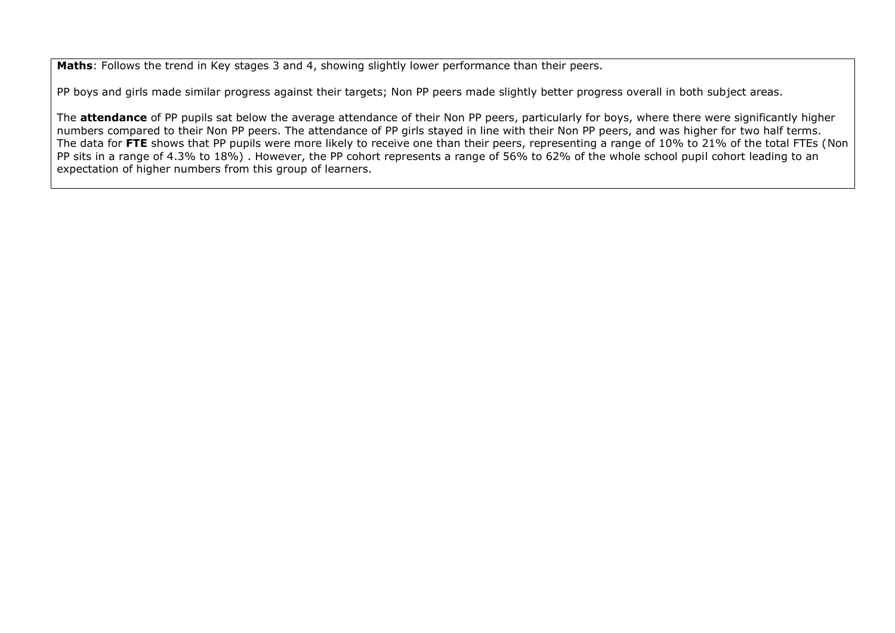**Maths**: Follows the trend in Key stages 3 and 4, showing slightly lower performance than their peers.

PP boys and girls made similar progress against their targets; Non PP peers made slightly better progress overall in both subject areas.

The **attendance** of PP pupils sat below the average attendance of their Non PP peers, particularly for boys, where there were significantly higher numbers compared to their Non PP peers. The attendance of PP girls stayed in line with their Non PP peers, and was higher for two half terms. The data for **FTE** shows that PP pupils were more likely to receive one than their peers, representing a range of 10% to 21% of the total FTEs (Non PP sits in a range of 4.3% to 18%) . However, the PP cohort represents a range of 56% to 62% of the whole school pupil cohort leading to an expectation of higher numbers from this group of learners.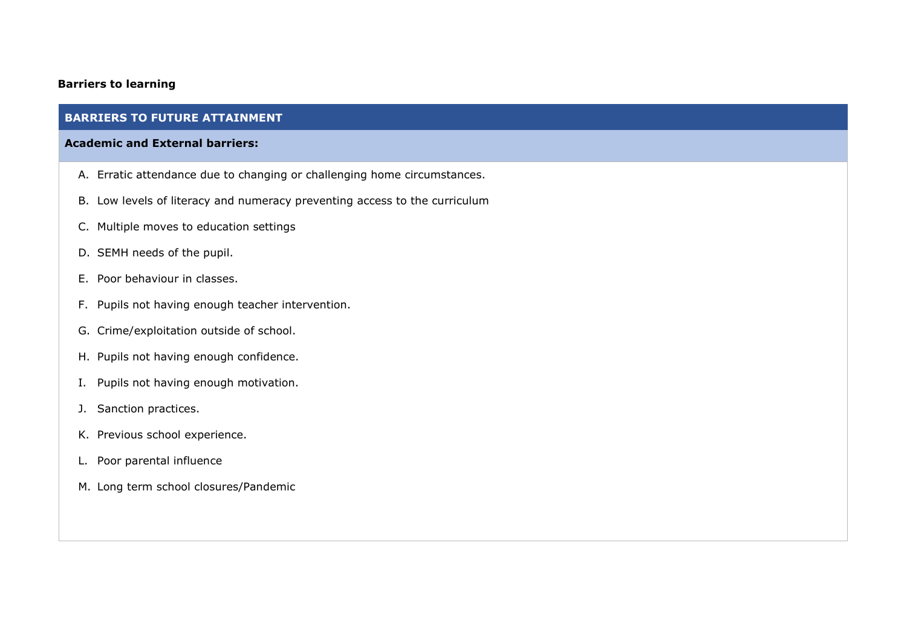**Barriers to learning**

| BARRIERS TO FUTURE ATTAINMENT |
| --- |
| **Academic and External barriers:** |
| A. Erratic attendance due to changing or challenging home circumstances.<br>B. Low levels of literacy and numeracy preventing access to the curriculum<br>C. Multiple moves to education settings<br>D. SEMH needs of the pupil.<br>E. Poor behaviour in classes.<br>F. Pupils not having enough teacher intervention.<br>G. Crime/exploitation outside of school.<br>H. Pupils not having enough confidence.<br>I. Pupils not having enough motivation.<br>J. Sanction practices.<br>K. Previous school experience.<br>L. Poor parental influence<br>M. Long term school closures/Pandemic |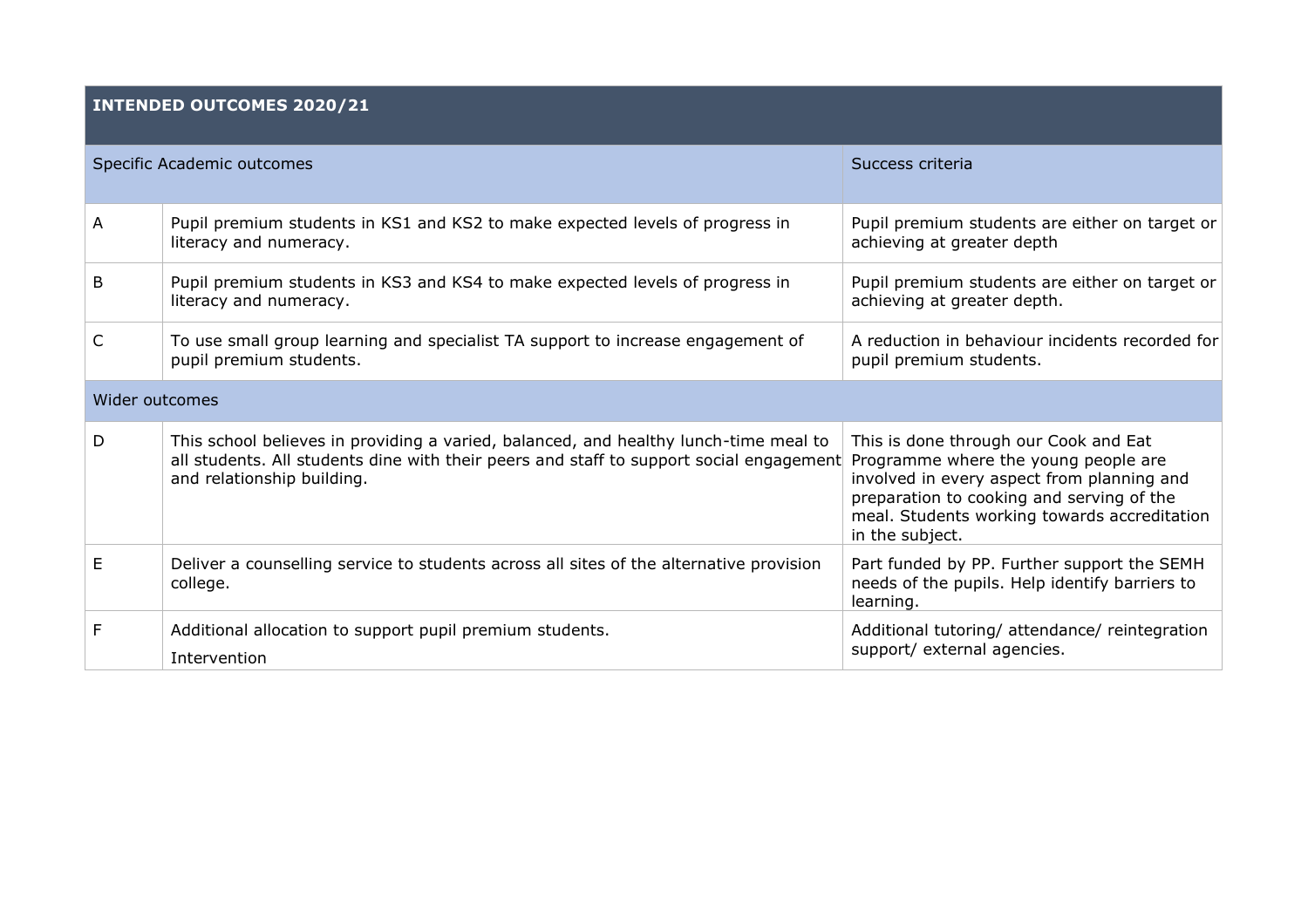| **INTENDED OUTCOMES 2020/21** | | |
|---|---|---|
| Specific Academic outcomes | | Success criteria |
| A | Pupil premium students in KS1 and KS2 to make expected levels of progress in literacy and numeracy. | Pupil premium students are either on target or achieving at greater depth |
| B | Pupil premium students in KS3 and KS4 to make expected levels of progress in literacy and numeracy. | Pupil premium students are either on target or achieving at greater depth. |
| C | To use small group learning and specialist TA support to increase engagement of pupil premium students. | A reduction in behaviour incidents recorded for pupil premium students. |
| Wider outcomes | | |
| D | This school believes in providing a varied, balanced, and healthy lunch-time meal to all students. All students dine with their peers and staff to support social engagement and relationship building. | This is done through our Cook and Eat Programme where the young people are involved in every aspect from planning and preparation to cooking and serving of the meal. Students working towards accreditation in the subject. |
| E | Deliver a counselling service to students across all sites of the alternative provision college. | Part funded by PP. Further support the SEMH needs of the pupils. Help identify barriers to learning. |
| F | Additional allocation to support pupil premium students.<br>Intervention | Additional tutoring/ attendance/ reintegration support/ external agencies. |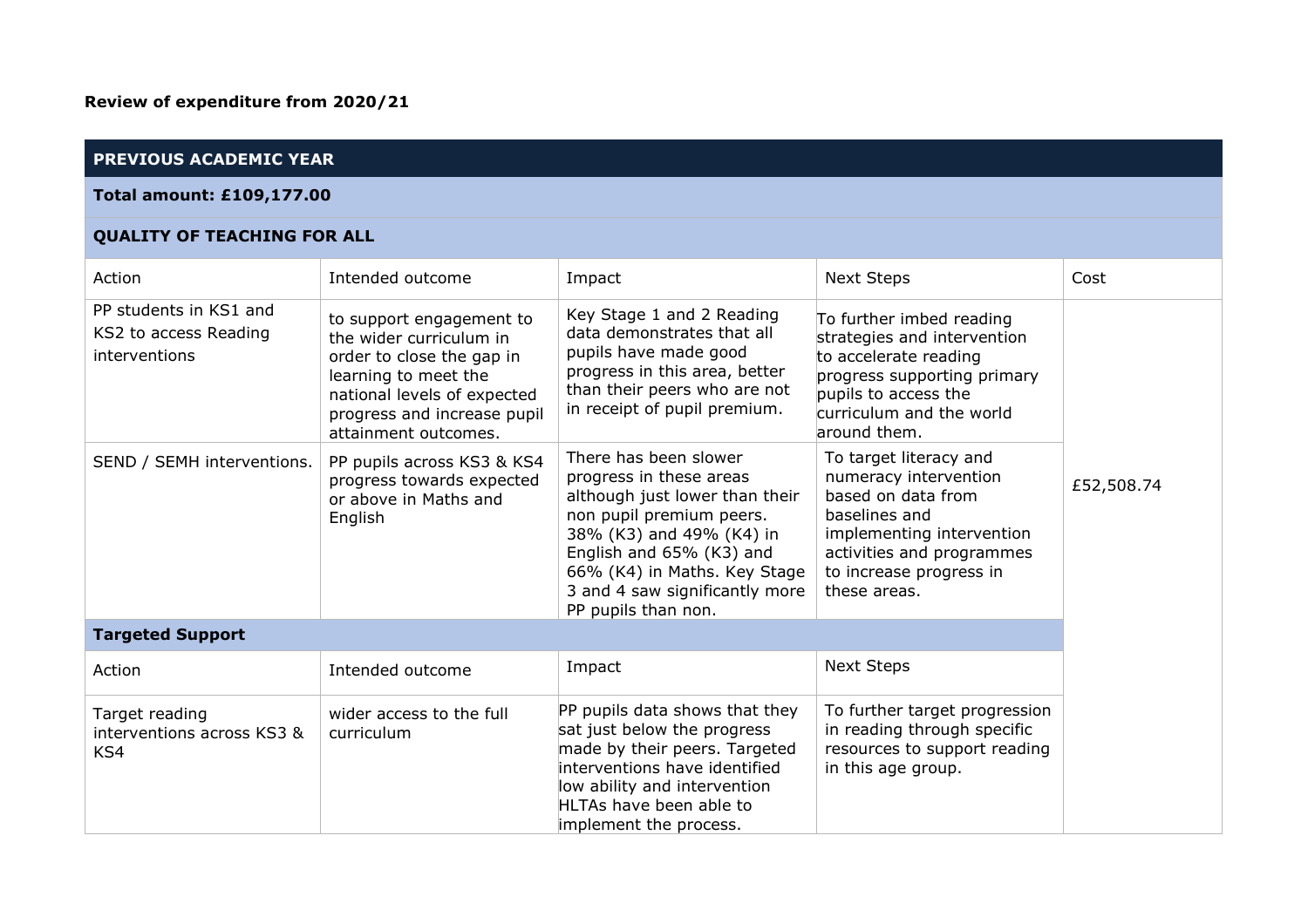**Review of expenditure from 2020/21**

| **PREVIOUS ACADEMIC YEAR** | | | | |
|---|---|---|---|---|
| **Total amount: £109,177.00** | | | | |
| **QUALITY OF TEACHING FOR ALL** | | | | |
| Action | Intended outcome | Impact | Next Steps | Cost |
| PP students in KS1 and KS2 to access Reading interventions | to support engagement to the wider curriculum in order to close the gap in learning to meet the national levels of expected progress and increase pupil attainment outcomes. | Key Stage 1 and 2 Reading data demonstrates that all pupils have made good progress in this area, better than their peers who are not in receipt of pupil premium. | To further imbed reading strategies and intervention to accelerate reading progress supporting primary pupils to access the curriculum and the world around them. | £52,508.74 |
| SEND / SEMH interventions. | PP pupils across KS3 & KS4 progress towards expected or above in Maths and English | There has been slower progress in these areas although just lower than their non pupil premium peers. 38% (K3) and 49% (K4) in English and 65% (K3) and 66% (K4) in Maths. Key Stage 3 and 4 saw significantly more PP pupils than non. | To target literacy and numeracy intervention based on data from baselines and implementing intervention activities and programmes to increase progress in these areas. | |
| **Targeted Support** | | | | |
| Action | Intended outcome | Impact | Next Steps | |
| Target reading interventions across KS3 & KS4 | wider access to the full curriculum | PP pupils data shows that they sat just below the progress made by their peers. Targeted interventions have identified low ability and intervention HLTAs have been able to implement the process. | To further target progression in reading through specific resources to support reading in this age group. | |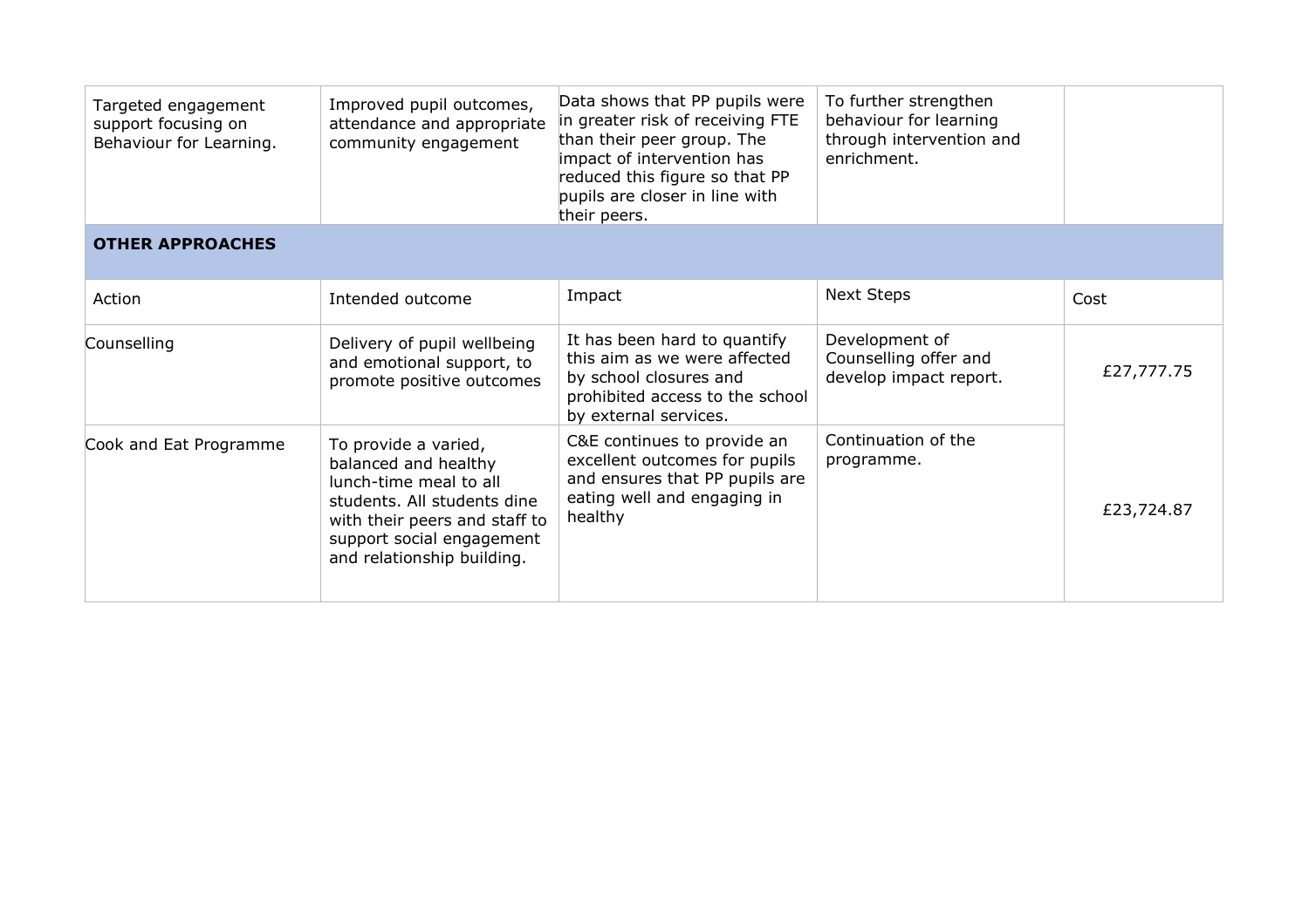| | | | | |
|---|---|---|---|---|
| Targeted engagement support focusing on Behaviour for Learning. | Improved pupil outcomes, attendance and appropriate community engagement | Data shows that PP pupils were in greater risk of receiving FTE than their peer group. The impact of intervention has reduced this figure so that PP pupils are closer in line with their peers. | To further strengthen behaviour for learning through intervention and enrichment. | |
| **OTHER APPROACHES** | | | | |
| Action | Intended outcome | Impact | Next Steps | Cost |
| Counselling | Delivery of pupil wellbeing and emotional support, to promote positive outcomes | It has been hard to quantify this aim as we were affected by school closures and prohibited access to the school by external services. | Development of Counselling offer and develop impact report. | £27,777.75 |
| Cook and Eat Programme | To provide a varied, balanced and healthy lunch-time meal to all students. All students dine with their peers and staff to support social engagement and relationship building. | C&E continues to provide an excellent outcomes for pupils and ensures that PP pupils are eating well and engaging in healthy | Continuation of the programme. | £23,724.87 |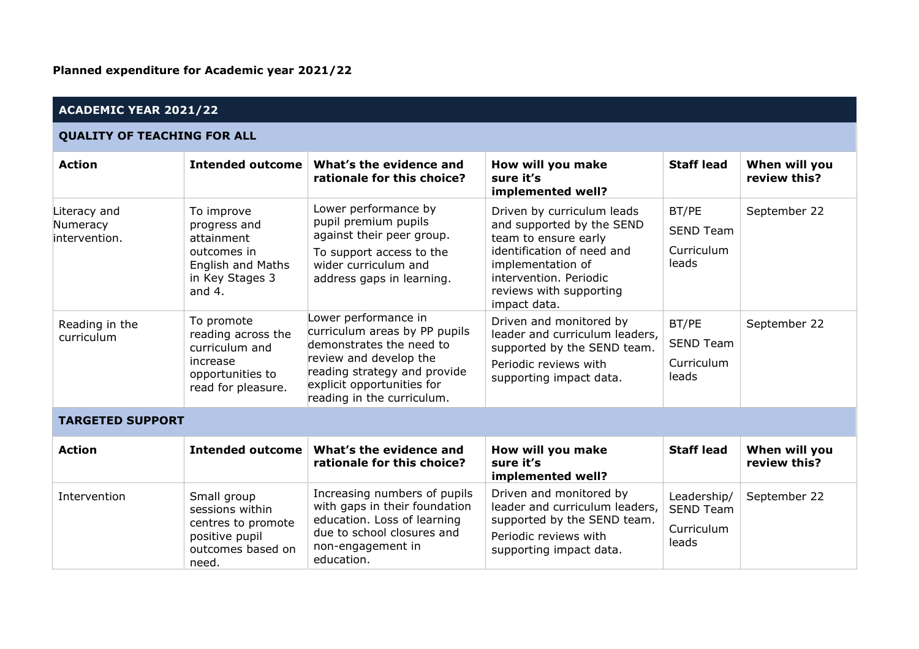**Planned expenditure for Academic year 2021/22**

| **ACADEMIC YEAR 2021/22** | | | | | |
|---|---|---|---|---|---|
| **QUALITY OF TEACHING FOR ALL** | | | | | |
| **Action** | **Intended outcome** | **What's the evidence and rationale for this choice?** | **How will you make sure it's implemented well?** | **Staff lead** | **When will you review this?** |
| Literacy and Numeracy intervention. | To improve progress and attainment outcomes in English and Maths in Key Stages 3 and 4. | Lower performance by pupil premium pupils against their peer group. To support access to the wider curriculum and address gaps in learning. | Driven by curriculum leads and supported by the SEND team to ensure early identification of need and implementation of intervention. Periodic reviews with supporting impact data. | BT/PE SEND Team Curriculum leads | September 22 |
| Reading in the curriculum | To promote reading across the curriculum and increase opportunities to read for pleasure. | Lower performance in curriculum areas by PP pupils demonstrates the need to review and develop the reading strategy and provide explicit opportunities for reading in the curriculum. | Driven and monitored by leader and curriculum leaders, supported by the SEND team. Periodic reviews with supporting impact data. | BT/PE SEND Team Curriculum leads | September 22 |
| **TARGETED SUPPORT** | | | | | |
| **Action** | **Intended outcome** | **What's the evidence and rationale for this choice?** | **How will you make sure it's implemented well?** | **Staff lead** | **When will you review this?** |
| Intervention | Small group sessions within centres to promote positive pupil outcomes based on need. | Increasing numbers of pupils with gaps in their foundation education. Loss of learning due to school closures and non-engagement in education. | Driven and monitored by leader and curriculum leaders, supported by the SEND team. Periodic reviews with supporting impact data. | Leadership/ SEND Team Curriculum leads | September 22 |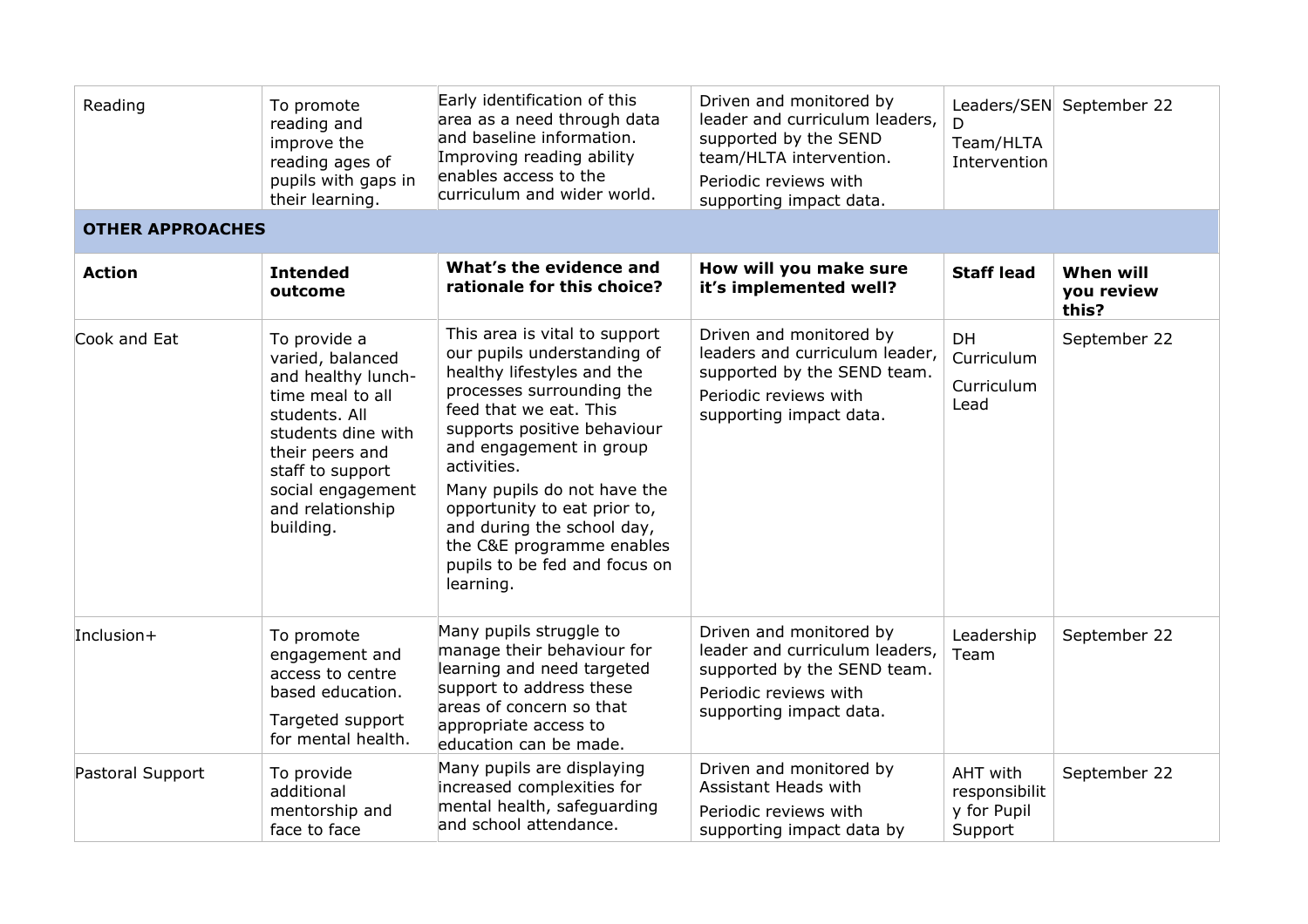| Reading | To promote reading and improve the reading ages of pupils with gaps in their learning. | Early identification of this area as a need through data and baseline information. Improving reading ability enables access to the curriculum and wider world. | Driven and monitored by leader and curriculum leaders, supported by the SEND team/HLTA intervention. Periodic reviews with supporting impact data. | Leaders/SEND Team/HLTA Intervention | September 22 |
|---|---|---|---|---|---|
| **OTHER APPROACHES** | | | | | |
| **Action** | **Intended outcome** | **What's the evidence and rationale for this choice?** | **How will you make sure it's implemented well?** | **Staff lead** | **When will you review this?** |
| Cook and Eat | To provide a varied, balanced and healthy lunch-time meal to all students. All students dine with their peers and staff to support social engagement and relationship building. | This area is vital to support our pupils understanding of healthy lifestyles and the processes surrounding the feed that we eat. This supports positive behaviour and engagement in group activities. Many pupils do not have the opportunity to eat prior to, and during the school day, the C&E programme enables pupils to be fed and focus on learning. | Driven and monitored by leaders and curriculum leader, supported by the SEND team. Periodic reviews with supporting impact data. | DH Curriculum Curriculum Lead | September 22 |
| Inclusion+ | To promote engagement and access to centre based education. Targeted support for mental health. | Many pupils struggle to manage their behaviour for learning and need targeted support to address these areas of concern so that appropriate access to education can be made. | Driven and monitored by leader and curriculum leaders, supported by the SEND team. Periodic reviews with supporting impact data. | Leadership Team | September 22 |
| Pastoral Support | To provide additional mentorship and face to face | Many pupils are displaying increased complexities for mental health, safeguarding and school attendance. | Driven and monitored by Assistant Heads with Periodic reviews with supporting impact data by | AHT with responsibility for Pupil Support | September 22 |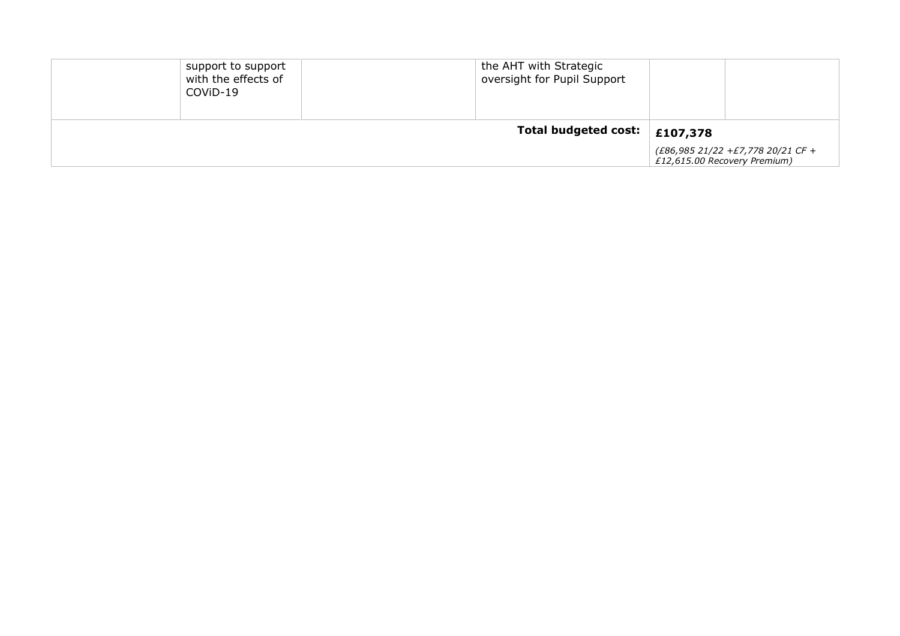| | | | | | |
|---|---|---|---|---|---|
| | support to support with the effects of COViD-19 | | the AHT with Strategic oversight for Pupil Support | | |
| | | | **Total budgeted cost:** | **£107,378**<br>*(£86,985 21/22 +£7,778 20/21 CF + £12,615.00 Recovery Premium)* | |